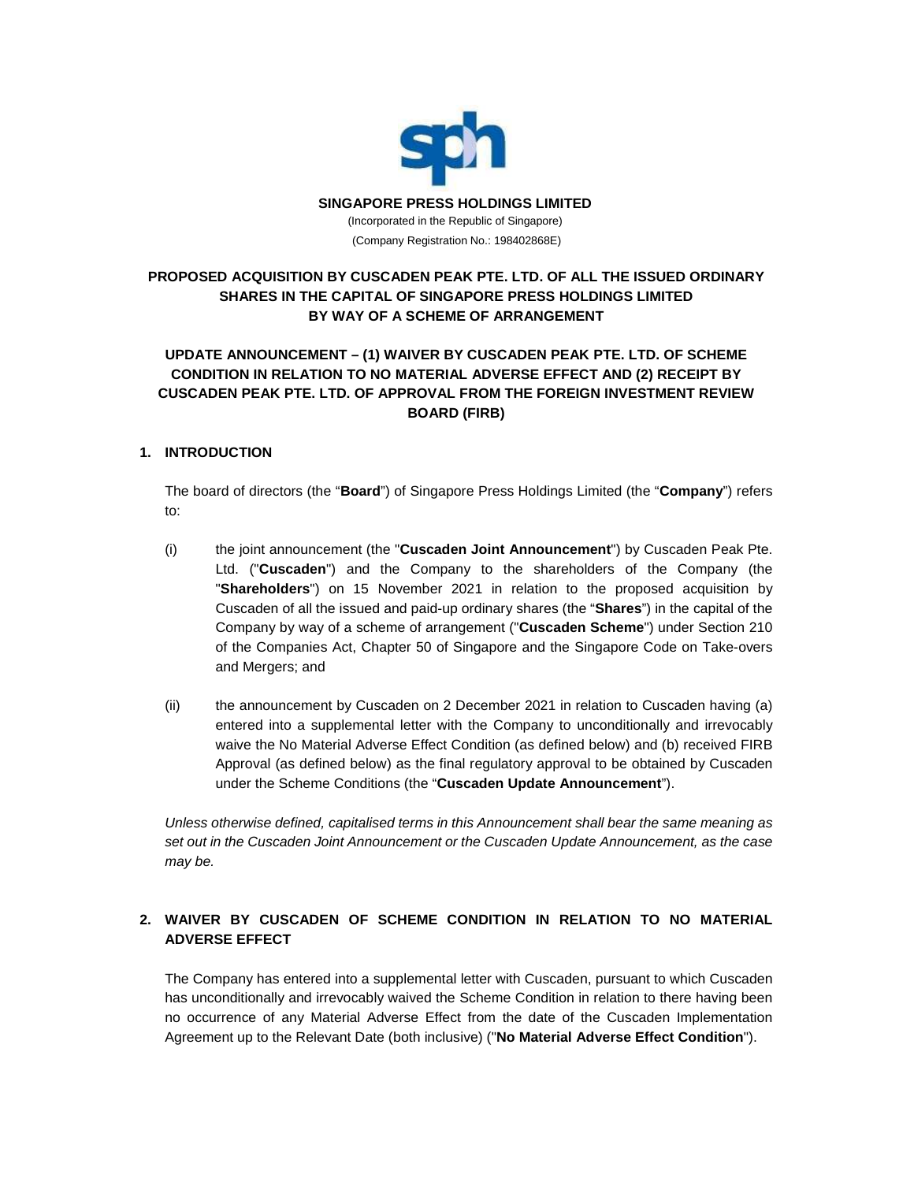**SINGAPORE PRESS HOLDINGS LIMITED**

(Incorporated in the Republic of Singapore)

(Company Registration No.: 198402868E)

# PROPOSED ACQUISITION BY CUSCADEN PEAK PTE. LTD. OF ALL THE ISSUED ORDINARY SHARES IN THE CAPITAL OF SINGAPORE PRESS HOLDINGS LIMITED BY WAY OF A SCHEME OF ARRANGEMENT

## UPDATE ANNOUNCEMENT – (1) WAIVER BY CUSCADEN PEAK PTE. LTD. OF SCHEME CONDITION IN RELATION TO NO MATERIAL ADVERSE EFFECT AND (2) RECEIPT BY CUSCADEN PEAK PTE. LTD. OF APPROVAL FROM THE FOREIGN INVESTMENT REVIEW BOARD (FIRB)

### 1. INTRODUCTION

The board of directors (the "**Board**") of Singapore Press Holdings Limited (the "**Company**") refers to:

(i) the joint announcement (the "**Cuscaden Joint Announcement**") by Cuscaden Peak Pte. Ltd. ("**Cuscaden**") and the Company to the shareholders of the Company (the "**Shareholders**") on 15 November 2021 in relation to the proposed acquisition by Cuscaden of all the issued and paid-up ordinary shares (the "**Shares**") in the capital of the Company by way of a scheme of arrangement ("**Cuscaden Scheme**") under Section 210 of the Companies Act, Chapter 50 of Singapore and the Singapore Code on Take-overs and Mergers; and

(ii) the announcement by Cuscaden on 2 December 2021 in relation to Cuscaden having (a) entered into a supplemental letter with the Company to unconditionally and irrevocably waive the No Material Adverse Effect Condition (as defined below) and (b) received FIRB Approval (as defined below) as the final regulatory approval to be obtained by Cuscaden under the Scheme Conditions (the "**Cuscaden Update Announcement**").

*Unless otherwise defined, capitalised terms in this Announcement shall bear the same meaning as set out in the Cuscaden Joint Announcement or the Cuscaden Update Announcement, as the case may be.*

### 2. WAIVER BY CUSCADEN OF SCHEME CONDITION IN RELATION TO NO MATERIAL ADVERSE EFFECT

The Company has entered into a supplemental letter with Cuscaden, pursuant to which Cuscaden has unconditionally and irrevocably waived the Scheme Condition in relation to there having been no occurrence of any Material Adverse Effect from the date of the Cuscaden Implementation Agreement up to the Relevant Date (both inclusive) ("**No Material Adverse Effect Condition**").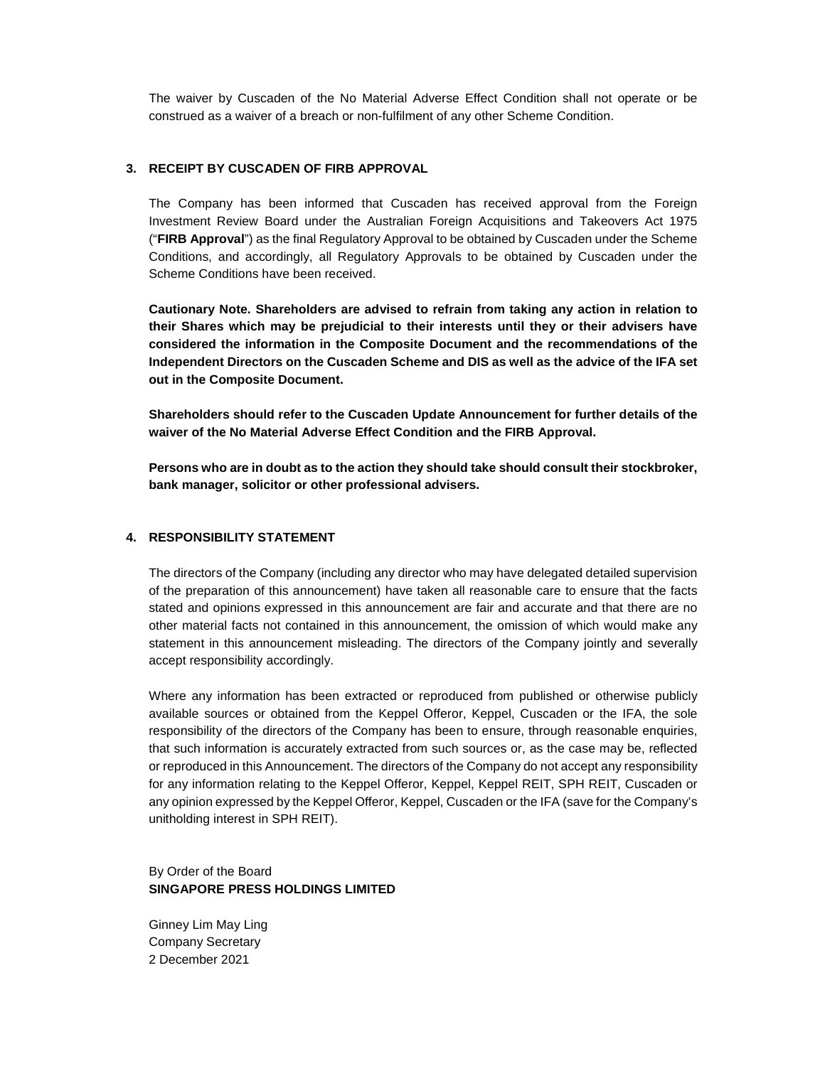The waiver by Cuscaden of the No Material Adverse Effect Condition shall not operate or be construed as a waiver of a breach or non-fulfilment of any other Scheme Condition.

## 3. RECEIPT BY CUSCADEN OF FIRB APPROVAL

The Company has been informed that Cuscaden has received approval from the Foreign Investment Review Board under the Australian Foreign Acquisitions and Takeovers Act 1975 ("**FIRB Approval**") as the final Regulatory Approval to be obtained by Cuscaden under the Scheme Conditions, and accordingly, all Regulatory Approvals to be obtained by Cuscaden under the Scheme Conditions have been received.

**Cautionary Note. Shareholders are advised to refrain from taking any action in relation to their Shares which may be prejudicial to their interests until they or their advisers have considered the information in the Composite Document and the recommendations of the Independent Directors on the Cuscaden Scheme and DIS as well as the advice of the IFA set out in the Composite Document.**

**Shareholders should refer to the Cuscaden Update Announcement for further details of the waiver of the No Material Adverse Effect Condition and the FIRB Approval.**

**Persons who are in doubt as to the action they should take should consult their stockbroker, bank manager, solicitor or other professional advisers.**

## 4. RESPONSIBILITY STATEMENT

The directors of the Company (including any director who may have delegated detailed supervision of the preparation of this announcement) have taken all reasonable care to ensure that the facts stated and opinions expressed in this announcement are fair and accurate and that there are no other material facts not contained in this announcement, the omission of which would make any statement in this announcement misleading. The directors of the Company jointly and severally accept responsibility accordingly.

Where any information has been extracted or reproduced from published or otherwise publicly available sources or obtained from the Keppel Offeror, Keppel, Cuscaden or the IFA, the sole responsibility of the directors of the Company has been to ensure, through reasonable enquiries, that such information is accurately extracted from such sources or, as the case may be, reflected or reproduced in this Announcement. The directors of the Company do not accept any responsibility for any information relating to the Keppel Offeror, Keppel, Keppel REIT, SPH REIT, Cuscaden or any opinion expressed by the Keppel Offeror, Keppel, Cuscaden or the IFA (save for the Company's unitholding interest in SPH REIT).

By Order of the Board
**SINGAPORE PRESS HOLDINGS LIMITED**

Ginney Lim May Ling
Company Secretary
2 December 2021